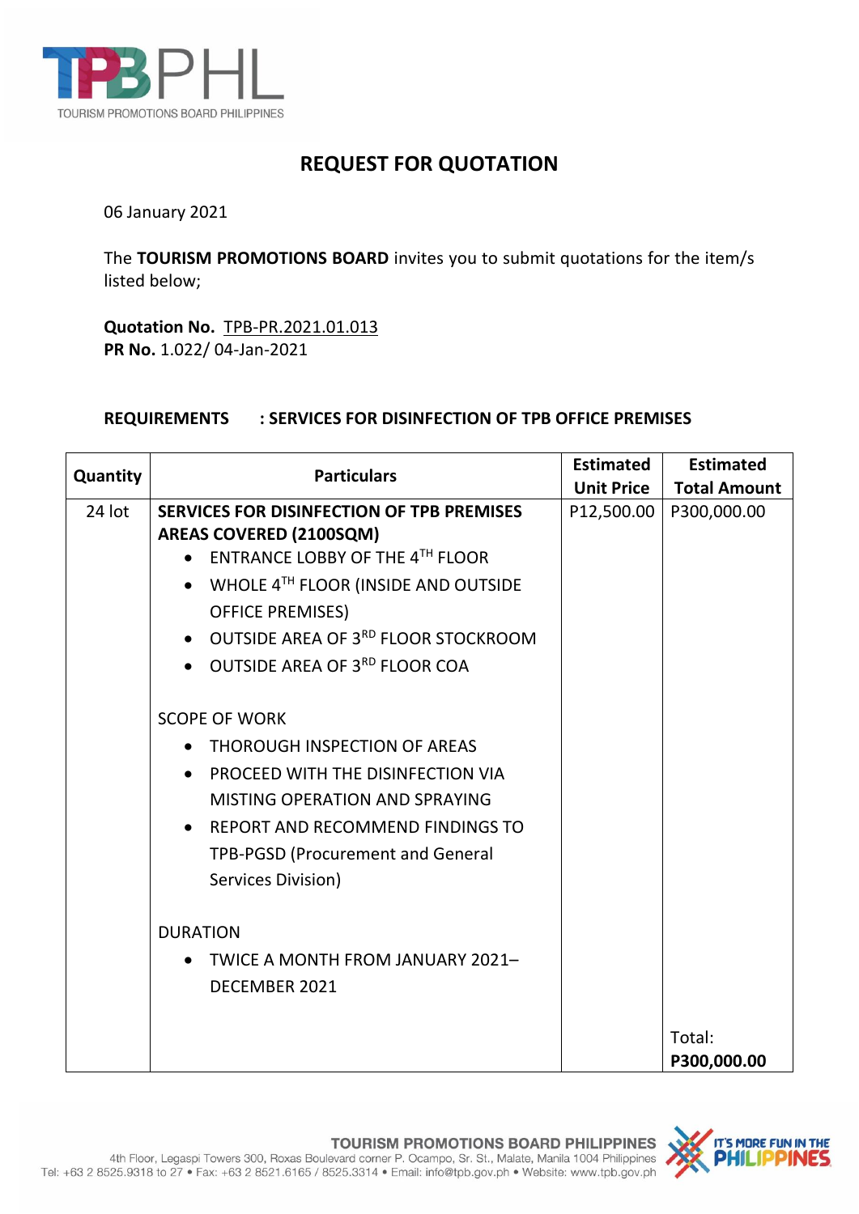# REQUEST FOR QUOTATION

06 January 2021

The **TOURISM PROMOTIONS BOARD** invites you to submit quotations for the item/s listed below;

**Quotation No.** TPB-PR.2021.01.013
**PR No.** 1.022/ 04-Jan-2021

**REQUIREMENTS : SERVICES FOR DISINFECTION OF TPB OFFICE PREMISES**

| Quantity | Particulars | Estimated Unit Price | Estimated Total Amount |
|---|---|---|---|
| 24 lot | **SERVICES FOR DISINFECTION OF TPB PREMISES AREAS COVERED (2100SQM)**<br>• ENTRANCE LOBBY OF THE 4TH FLOOR<br>• WHOLE 4TH FLOOR (INSIDE AND OUTSIDE OFFICE PREMISES)<br>• OUTSIDE AREA OF 3RD FLOOR STOCKROOM<br>• OUTSIDE AREA OF 3RD FLOOR COA<br><br>SCOPE OF WORK<br>• THOROUGH INSPECTION OF AREAS<br>• PROCEED WITH THE DISINFECTION VIA MISTING OPERATION AND SPRAYING<br>• REPORT AND RECOMMEND FINDINGS TO TPB-PGSD (Procurement and General Services Division)<br><br>DURATION<br>• TWICE A MONTH FROM JANUARY 2021–DECEMBER 2021 | P12,500.00 | P300,000.00 |
| | | | Total: **P300,000.00** |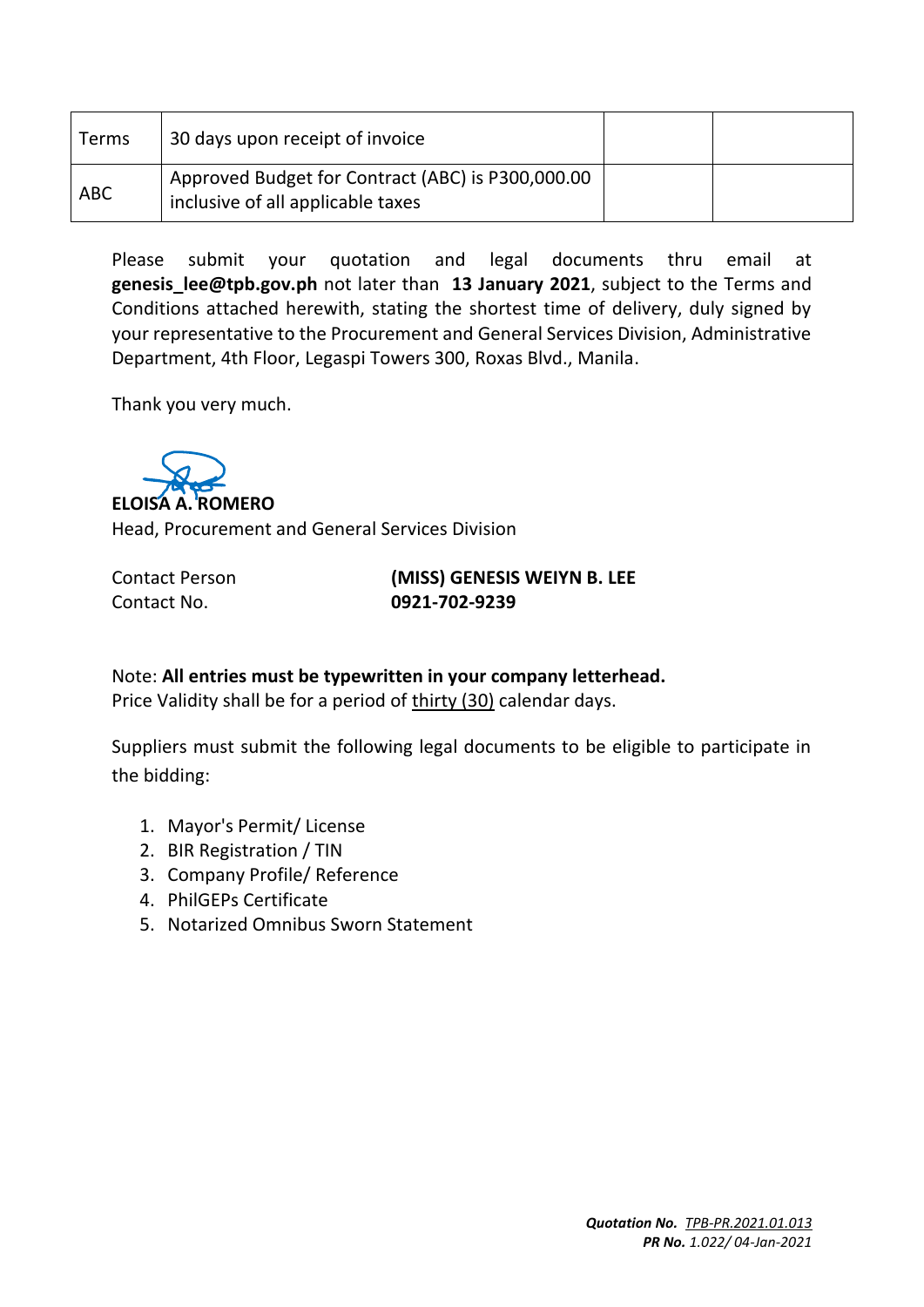| | | | |
|---|---|---|---|
| Terms | 30 days upon receipt of invoice | | |
| ABC | Approved Budget for Contract (ABC) is P300,000.00 inclusive of all applicable taxes | | |

Please submit your quotation and legal documents thru email at **genesis_lee@tpb.gov.ph** not later than **13 January 2021**, subject to the Terms and Conditions attached herewith, stating the shortest time of delivery, duly signed by your representative to the Procurement and General Services Division, Administrative Department, 4th Floor, Legaspi Towers 300, Roxas Blvd., Manila.

Thank you very much.

**ELOISA A. ROMERO**
Head, Procurement and General Services Division

Contact Person **(MISS) GENESIS WEIYN B. LEE**
Contact No. **0921-702-9239**

Note: **All entries must be typewritten in your company letterhead.**
Price Validity shall be for a period of thirty (30) calendar days.

Suppliers must submit the following legal documents to be eligible to participate in the bidding:

1. Mayor's Permit/ License
2. BIR Registration / TIN
3. Company Profile/ Reference
4. PhilGEPs Certificate
5. Notarized Omnibus Sworn Statement

***Quotation No.*** *TPB-PR.2021.01.013*
***PR No.*** *1.022/ 04-Jan-2021*